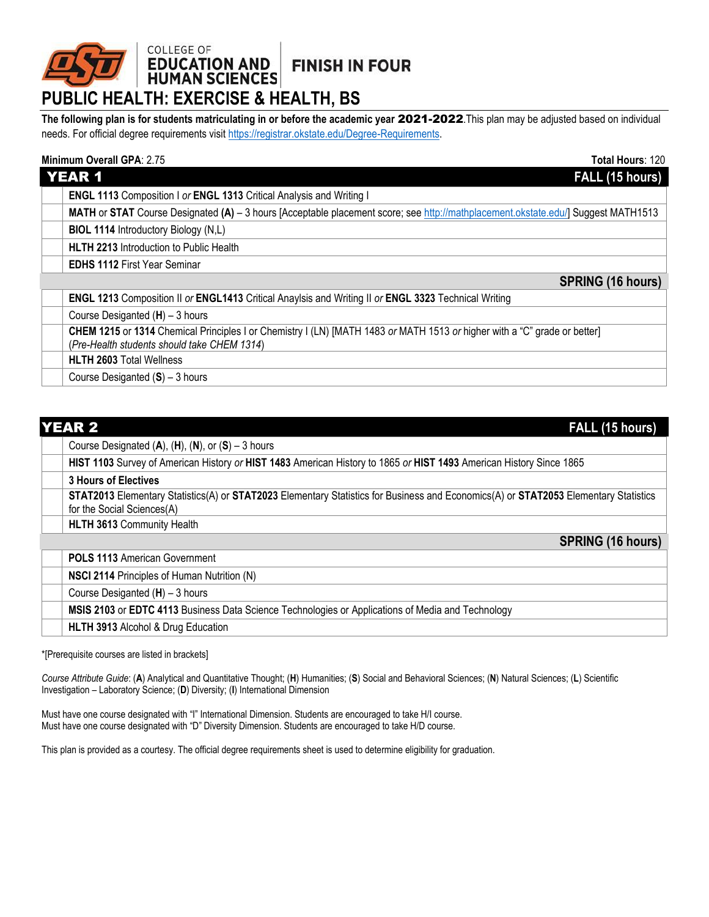COLLEGE OF
**EDUCATION AND HUMAN SCIENCES** | **FINISH IN FOUR**

# PUBLIC HEALTH: EXERCISE & HEALTH, BS

**The following plan is for students matriculating in or before the academic year 2021-2022**.This plan may be adjusted based on individual needs. For official degree requirements visit https://registrar.okstate.edu/Degree-Requirements.

**Minimum Overall GPA**: 2.75 — **Total Hours**: 120

## YEAR 1

| | FALL (15 hours) |
|---|---|
| | **ENGL 1113** Composition I *or* **ENGL 1313** Critical Analysis and Writing I |
| | **MATH** or **STAT** Course Designated **(A)** – 3 hours [Acceptable placement score; see http://mathplacement.okstate.edu/] Suggest MATH1513 |
| | **BIOL 1114** Introductory Biology (N,L) |
| | **HLTH 2213** Introduction to Public Health |
| | **EDHS 1112** First Year Seminar |

| | SPRING (16 hours) |
|---|---|
| | **ENGL 1213** Composition II *or* **ENGL1413** Critical Anaylsis and Writing II *or* **ENGL 3323** Technical Writing |
| | Course Desiganted (**H**) – 3 hours |
| | **CHEM 1215** or **1314** Chemical Principles I or Chemistry I (LN) [MATH 1483 *or* MATH 1513 *or* higher with a "C" grade or better] (*Pre-Health students should take CHEM 1314*) |
| | **HLTH 2603** Total Wellness |
| | Course Desiganted (**S**) – 3 hours |

## YEAR 2

| | FALL (15 hours) |
|---|---|
| | Course Designated (**A**), (**H**), (**N**), or (**S**) – 3 hours |
| | **HIST 1103** Survey of American History *or* **HIST 1483** American History to 1865 *or* **HIST 1493** American History Since 1865 |
| | **3 Hours of Electives** |
| | **STAT2013** Elementary Statistics(A) or **STAT2023** Elementary Statistics for Business and Economics(A) or **STAT2053** Elementary Statistics for the Social Sciences(A) |
| | **HLTH 3613** Community Health |

| | SPRING (16 hours) |
|---|---|
| | **POLS 1113** American Government |
| | **NSCI 2114** Principles of Human Nutrition (N) |
| | Course Desiganted (**H**) – 3 hours |
| | **MSIS 2103** or **EDTC 4113** Business Data Science Technologies or Applications of Media and Technology |
| | **HLTH 3913** Alcohol & Drug Education |

*[Prerequisite courses are listed in brackets]

*Course Attribute Guide*: (**A**) Analytical and Quantitative Thought; (**H**) Humanities; (**S**) Social and Behavioral Sciences; (**N**) Natural Sciences; (**L**) Scientific Investigation – Laboratory Science; (**D**) Diversity; (**I**) International Dimension

Must have one course designated with "I" International Dimension. Students are encouraged to take H/I course.
Must have one course designated with "D" Diversity Dimension. Students are encouraged to take H/D course.

This plan is provided as a courtesy. The official degree requirements sheet is used to determine eligibility for graduation.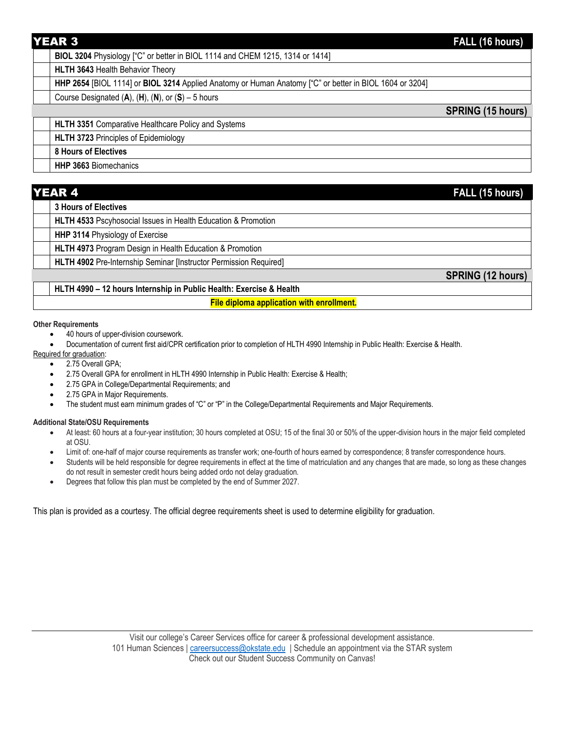## YEAR 3

| | FALL (16 hours) |
| --- | --- |
| | **BIOL 3204** Physiology ["C" or better in BIOL 1114 and CHEM 1215, 1314 or 1414] |
| | **HLTH 3643** Health Behavior Theory |
| | **HHP 2654** [BIOL 1114] or **BIOL 3214** Applied Anatomy or Human Anatomy ["C" or better in BIOL 1604 or 3204] |
| | Course Designated (**A**), (**H**), (**N**), or (**S**) – 5 hours |
| | **SPRING (15 hours)** |
| | **HLTH 3351** Comparative Healthcare Policy and Systems |
| | **HLTH 3723** Principles of Epidemiology |
| | **8 Hours of Electives** |
| | **HHP 3663** Biomechanics |

## YEAR 4

| | FALL (15 hours) |
| --- | --- |
| | **3 Hours of Electives** |
| | **HLTH 4533** Pscyhosocial Issues in Health Education & Promotion |
| | **HHP 3114** Physiology of Exercise |
| | **HLTH 4973** Program Design in Health Education & Promotion |
| | **HLTH 4902** Pre-Internship Seminar [Instructor Permission Required] |
| | **SPRING (12 hours)** |
| | **HLTH 4990 – 12 hours Internship in Public Health: Exercise & Health** |
| | **File diploma application with enrollment.** |

**Other Requirements**

- 40 hours of upper-division coursework.
- Documentation of current first aid/CPR certification prior to completion of HLTH 4990 Internship in Public Health: Exercise & Health.

Required for graduation:

- 2.75 Overall GPA;
- 2.75 Overall GPA for enrollment in HLTH 4990 Internship in Public Health: Exercise & Health;
- 2.75 GPA in College/Departmental Requirements; and
- 2.75 GPA in Major Requirements.
- The student must earn minimum grades of "C" or "P" in the College/Departmental Requirements and Major Requirements.

**Additional State/OSU Requirements**

- At least: 60 hours at a four-year institution; 30 hours completed at OSU; 15 of the final 30 or 50% of the upper-division hours in the major field completed at OSU.
- Limit of: one-half of major course requirements as transfer work; one-fourth of hours earned by correspondence; 8 transfer correspondence hours.
- Students will be held responsible for degree requirements in effect at the time of matriculation and any changes that are made, so long as these changes do not result in semester credit hours being added ordo not delay graduation.
- Degrees that follow this plan must be completed by the end of Summer 2027.

This plan is provided as a courtesy. The official degree requirements sheet is used to determine eligibility for graduation.

Visit our college's Career Services office for career & professional development assistance.
101 Human Sciences | careersuccess@okstate.edu | Schedule an appointment via the STAR system
Check out our Student Success Community on Canvas!